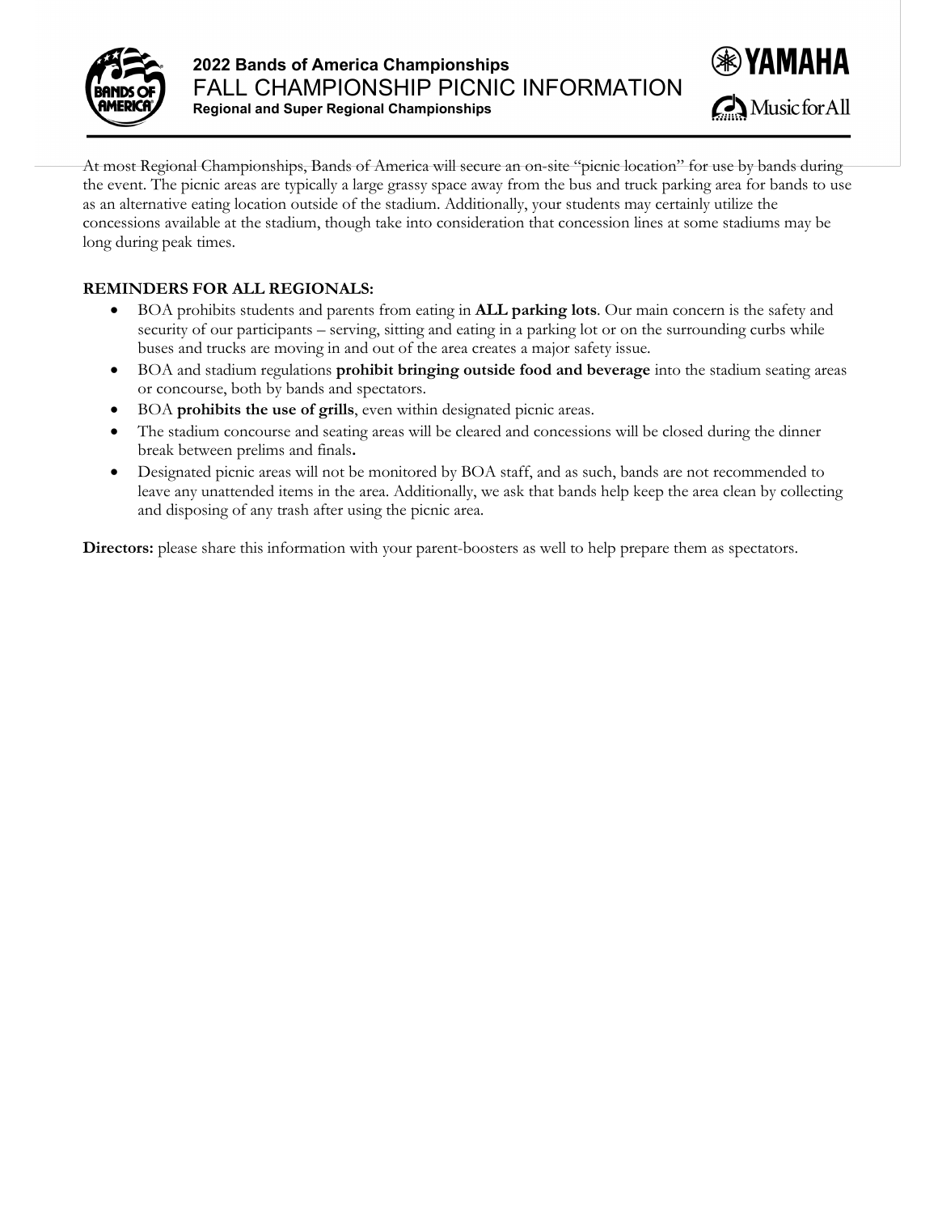# 2022 Bands of America Championships

## FALL CHAMPIONSHIP PICNIC INFORMATION

**Regional and Super Regional Championships**

At most Regional Championships, Bands of America will secure an on-site "picnic location" for use by bands during the event. The picnic areas are typically a large grassy space away from the bus and truck parking area for bands to use as an alternative eating location outside of the stadium. Additionally, your students may certainly utilize the concessions available at the stadium, though take into consideration that concession lines at some stadiums may be long during peak times.

**REMINDERS FOR ALL REGIONALS:**

- BOA prohibits students and parents from eating in **ALL parking lots**. Our main concern is the safety and security of our participants – serving, sitting and eating in a parking lot or on the surrounding curbs while buses and trucks are moving in and out of the area creates a major safety issue.
- BOA and stadium regulations **prohibit bringing outside food and beverage** into the stadium seating areas or concourse, both by bands and spectators.
- BOA **prohibits the use of grills**, even within designated picnic areas.
- The stadium concourse and seating areas will be cleared and concessions will be closed during the dinner break between prelims and finals**.**
- Designated picnic areas will not be monitored by BOA staff, and as such, bands are not recommended to leave any unattended items in the area. Additionally, we ask that bands help keep the area clean by collecting and disposing of any trash after using the picnic area.

**Directors:** please share this information with your parent-boosters as well to help prepare them as spectators.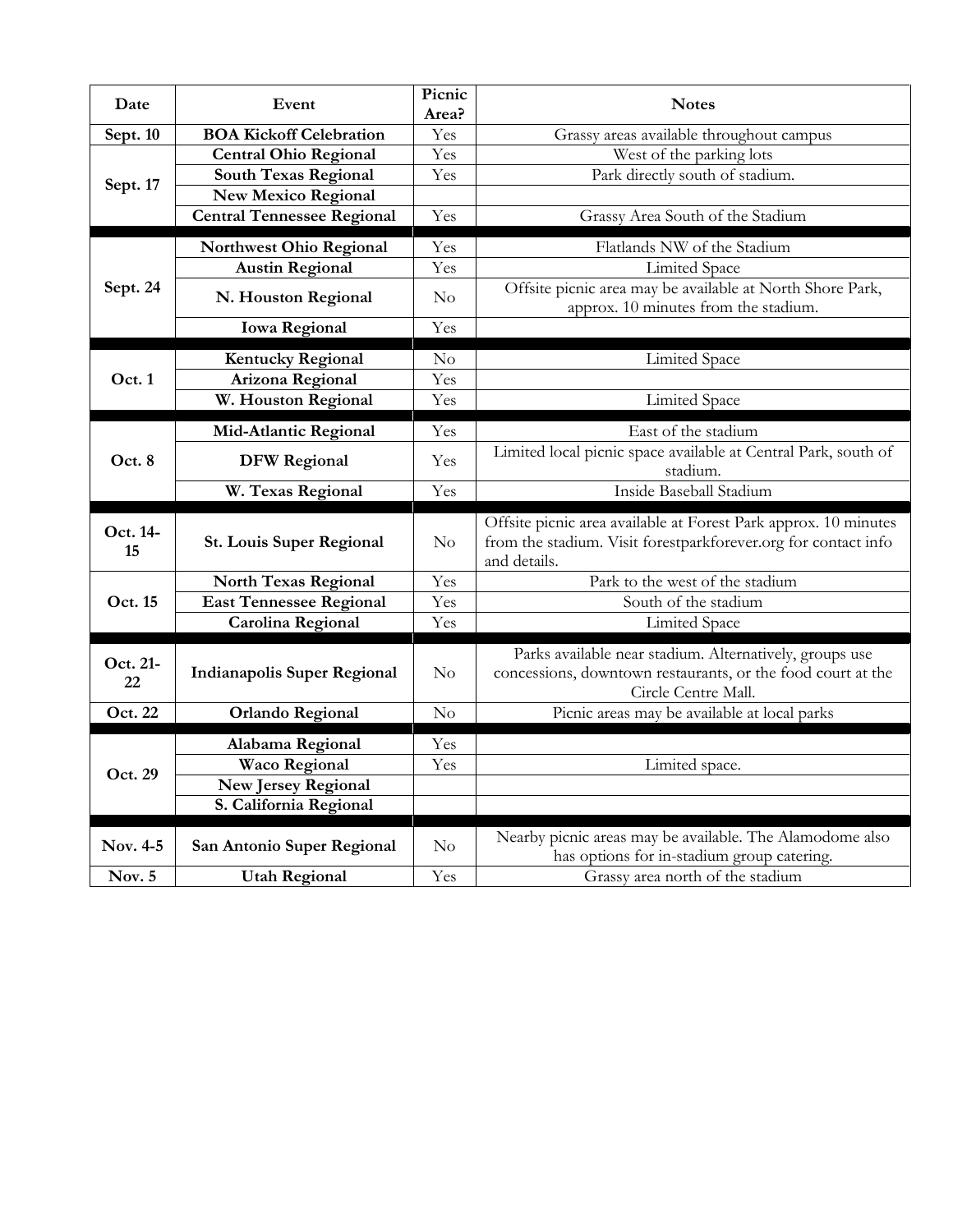| Date | Event | Picnic Area? | Notes |
|---|---|---|---|
| **Sept. 10** | **BOA Kickoff Celebration** | Yes | Grassy areas available throughout campus |
| **Sept. 17** | **Central Ohio Regional** | Yes | West of the parking lots |
| | **South Texas Regional** | Yes | Park directly south of stadium. |
| | **New Mexico Regional** | | |
| | **Central Tennessee Regional** | Yes | Grassy Area South of the Stadium |
| **Sept. 24** | **Northwest Ohio Regional** | Yes | Flatlands NW of the Stadium |
| | **Austin Regional** | Yes | Limited Space |
| | **N. Houston Regional** | No | Offsite picnic area may be available at North Shore Park, approx. 10 minutes from the stadium. |
| | **Iowa Regional** | Yes | |
| **Oct. 1** | **Kentucky Regional** | No | Limited Space |
| | **Arizona Regional** | Yes | |
| | **W. Houston Regional** | Yes | Limited Space |
| **Oct. 8** | **Mid-Atlantic Regional** | Yes | East of the stadium |
| | **DFW Regional** | Yes | Limited local picnic space available at Central Park, south of stadium. |
| | **W. Texas Regional** | Yes | Inside Baseball Stadium |
| **Oct. 14-15** | **St. Louis Super Regional** | No | Offsite picnic area available at Forest Park approx. 10 minutes from the stadium. Visit forestparkforever.org for contact info and details. |
| **Oct. 15** | **North Texas Regional** | Yes | Park to the west of the stadium |
| | **East Tennessee Regional** | Yes | South of the stadium |
| | **Carolina Regional** | Yes | Limited Space |
| **Oct. 21-22** | **Indianapolis Super Regional** | No | Parks available near stadium. Alternatively, groups use concessions, downtown restaurants, or the food court at the Circle Centre Mall. |
| **Oct. 22** | **Orlando Regional** | No | Picnic areas may be available at local parks |
| **Oct. 29** | **Alabama Regional** | Yes | |
| | **Waco Regional** | Yes | Limited space. |
| | **New Jersey Regional** | | |
| | **S. California Regional** | | |
| **Nov. 4-5** | **San Antonio Super Regional** | No | Nearby picnic areas may be available. The Alamodome also has options for in-stadium group catering. |
| **Nov. 5** | **Utah Regional** | Yes | Grassy area north of the stadium |